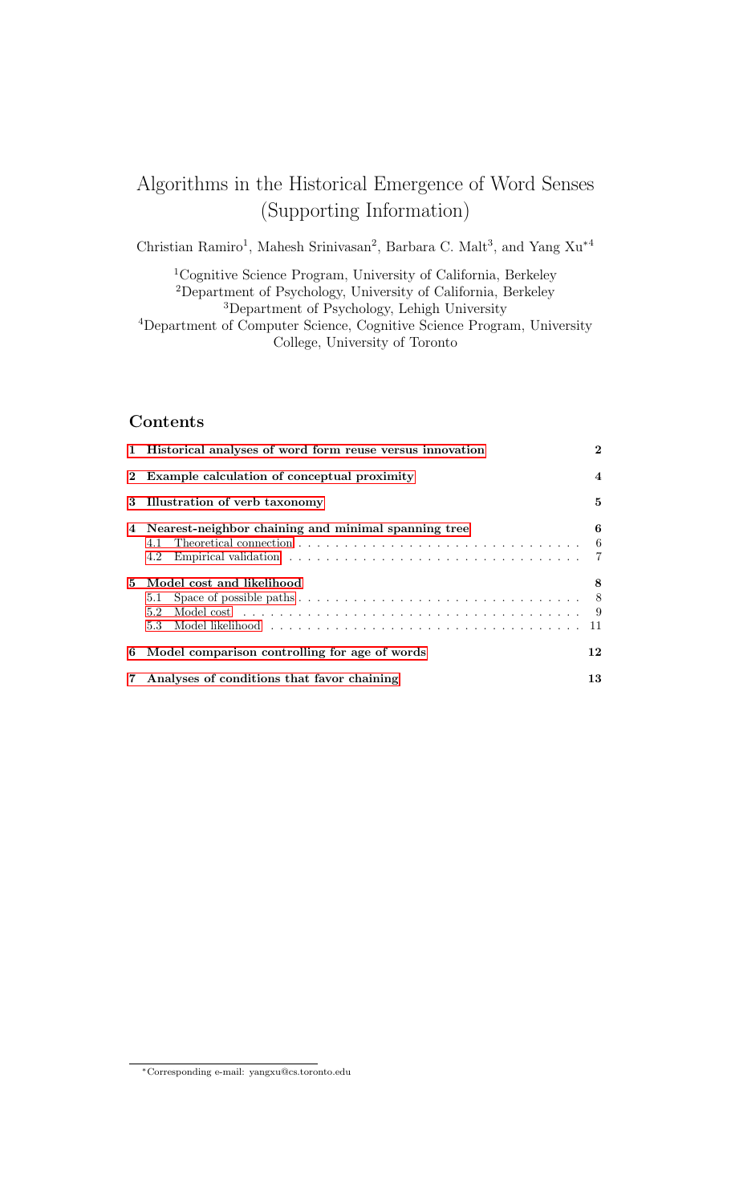# Algorithms in the Historical Emergence of Word Senses (Supporting Information)

Christian Ramiro[1], Mahesh Srinivasan[2], Barbara C. Malt[3], and Yang Xu*[4]

[1]Cognitive Science Program, University of California, Berkeley
[2]Department of Psychology, University of California, Berkeley
[3]Department of Psychology, Lehigh University
[4]Department of Computer Science, Cognitive Science Program, University College, University of Toronto

## Contents

1 Historical analyses of word form reuse versus innovation ..... 2

2 Example calculation of conceptual proximity ..... 4

3 Illustration of verb taxonomy ..... 5

4 Nearest-neighbor chaining and minimal spanning tree ..... 6
- 4.1 Theoretical connection ..... 6
- 4.2 Empirical validation ..... 7

5 Model cost and likelihood ..... 8
- 5.1 Space of possible paths ..... 8
- 5.2 Model cost ..... 9
- 5.3 Model likelihood ..... 11

6 Model comparison controlling for age of words ..... 12

7 Analyses of conditions that favor chaining ..... 13

*Corresponding e-mail: yangxu@cs.toronto.edu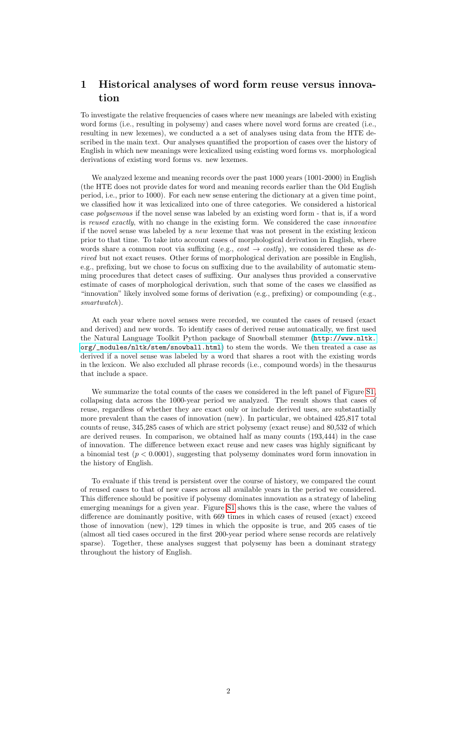# 1 Historical analyses of word form reuse versus innovation

To investigate the relative frequencies of cases where new meanings are labeled with existing word forms (i.e., resulting in polysemy) and cases where novel word forms are created (i.e., resulting in new lexemes), we conducted a a set of analyses using data from the HTE described in the main text. Our analyses quantified the proportion of cases over the history of English in which new meanings were lexicalized using existing word forms vs. morphological derivations of existing word forms vs. new lexemes.

We analyzed lexeme and meaning records over the past 1000 years (1001-2000) in English (the HTE does not provide dates for word and meaning records earlier than the Old English period, i.e., prior to 1000). For each new sense entering the dictionary at a given time point, we classified how it was lexicalized into one of three categories. We considered a historical case *polysemous* if the novel sense was labeled by an existing word form - that is, if a word is *reused exactly*, with no change in the existing form. We considered the case *innovative* if the novel sense was labeled by a *new* lexeme that was not present in the existing lexicon prior to that time. To take into account cases of morphological derivation in English, where words share a common root via suffixing (e.g., *cost* → *costly*), we considered these as *derived* but not exact reuses. Other forms of morphological derivation are possible in English, e.g., prefixing, but we chose to focus on suffixing due to the availability of automatic stemming procedures that detect cases of suffixing. Our analyses thus provided a conservative estimate of cases of morphological derivation, such that some of the cases we classified as "innovation" likely involved some forms of derivation (e.g., prefixing) or compounding (e.g., *smartwatch*).

At each year where novel senses were recorded, we counted the cases of reused (exact and derived) and new words. To identify cases of derived reuse automatically, we first used the Natural Language Toolkit Python package of Snowball stemmer (http://www.nltk.org/_modules/nltk/stem/snowball.html) to stem the words. We then treated a case as derived if a novel sense was labeled by a word that shares a root with the existing words in the lexicon. We also excluded all phrase records (i.e., compound words) in the thesaurus that include a space.

We summarize the total counts of the cases we considered in the left panel of Figure S1, collapsing data across the 1000-year period we analyzed. The result shows that cases of reuse, regardless of whether they are exact only or include derived uses, are substantially more prevalent than the cases of innovation (new). In particular, we obtained 425,817 total counts of reuse, 345,285 cases of which are strict polysemy (exact reuse) and 80,532 of which are derived reuses. In comparison, we obtained half as many counts (193,444) in the case of innovation. The difference between exact reuse and new cases was highly significant by a binomial test ($p < 0.0001$), suggesting that polysemy dominates word form innovation in the history of English.

To evaluate if this trend is persistent over the course of history, we compared the count of reused cases to that of new cases across all available years in the period we considered. This difference should be positive if polysemy dominates innovation as a strategy of labeling emerging meanings for a given year. Figure S1 shows this is the case, where the values of difference are dominantly positive, with 669 times in which cases of reused (exact) exceed those of innovation (new), 129 times in which the opposite is true, and 205 cases of tie (almost all tied cases occured in the first 200-year period where sense records are relatively sparse). Together, these analyses suggest that polysemy has been a dominant strategy throughout the history of English.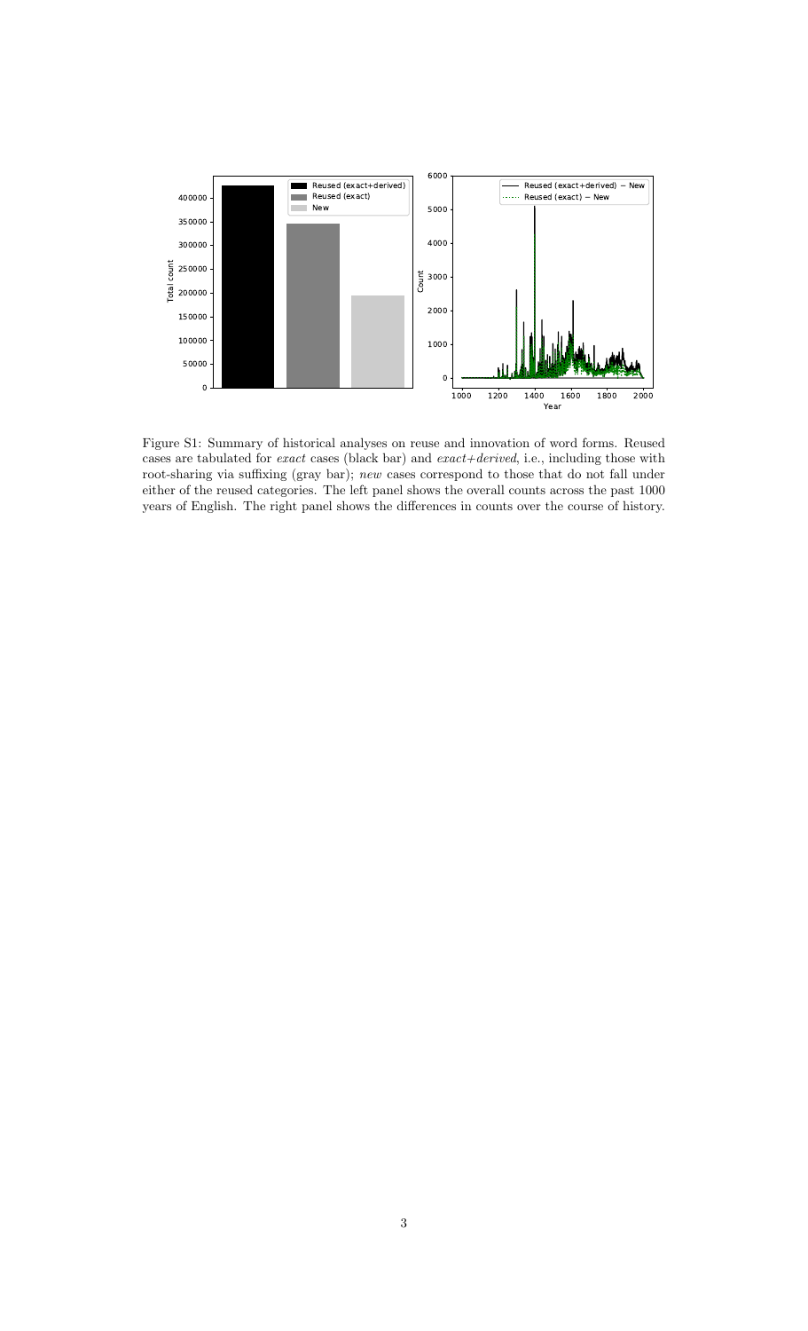Figure S1: Summary of historical analyses on reuse and innovation of word forms. Reused cases are tabulated for *exact* cases (black bar) and *exact+derived*, i.e., including those with root-sharing via suffixing (gray bar); *new* cases correspond to those that do not fall under either of the reused categories. The left panel shows the overall counts across the past 1000 years of English. The right panel shows the differences in counts over the course of history.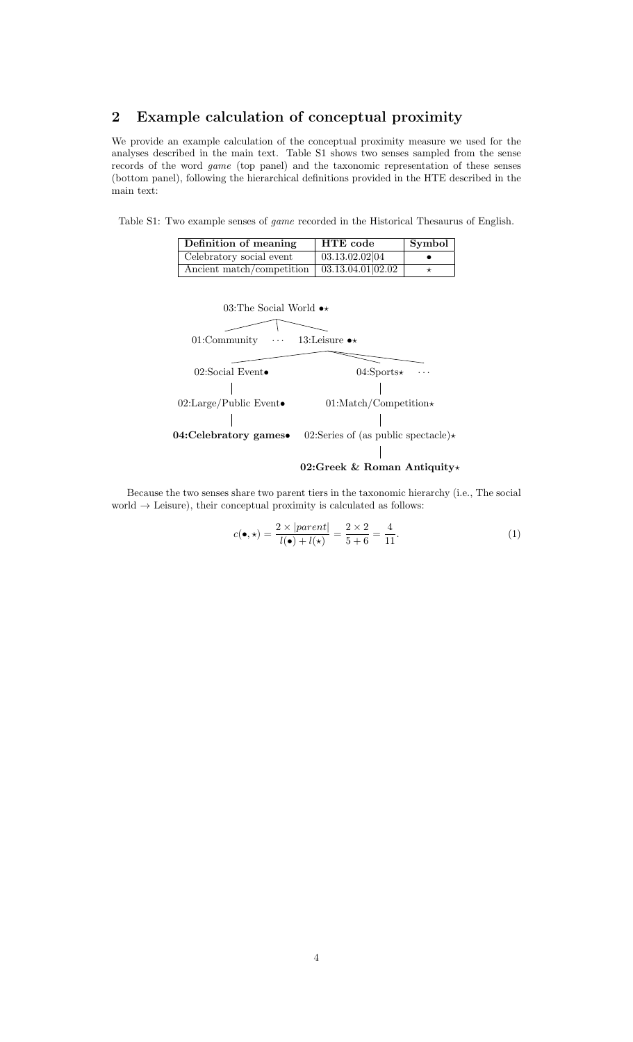## 2 Example calculation of conceptual proximity

We provide an example calculation of the conceptual proximity measure we used for the analyses described in the main text. Table S1 shows two senses sampled from the sense records of the word *game* (top panel) and the taxonomic representation of these senses (bottom panel), following the hierarchical definitions provided in the HTE described in the main text:

Table S1: Two example senses of *game* recorded in the Historical Thesaurus of English.

| Definition of meaning | HTE code | Symbol |
|---|---|---|
| Celebratory social event | 03.13.02.02\|04 | $\bullet$ |
| Ancient match/competition | 03.13.04.01\|02.02 | $\star$ |

```
03:The Social World •⋆
├── 01:Community
├── ···
└── 13:Leisure •⋆
    ├── 02:Social Event•
    │   └── 02:Large/Public Event•
    │       └── 04:Celebratory games•
    ├── 04:Sports⋆
    │   └── 01:Match/Competition⋆
    │       └── 02:Series of (as public spectacle)⋆
    │           └── 02:Greek & Roman Antiquity⋆
    └── ···
```

Because the two senses share two parent tiers in the taxonomic hierarchy (i.e., The social world → Leisure), their conceptual proximity is calculated as follows:

$$c(\bullet, \star) = \frac{2 \times |parent|}{l(\bullet) + l(\star)} = \frac{2 \times 2}{5 + 6} = \frac{4}{11}. \tag{1}$$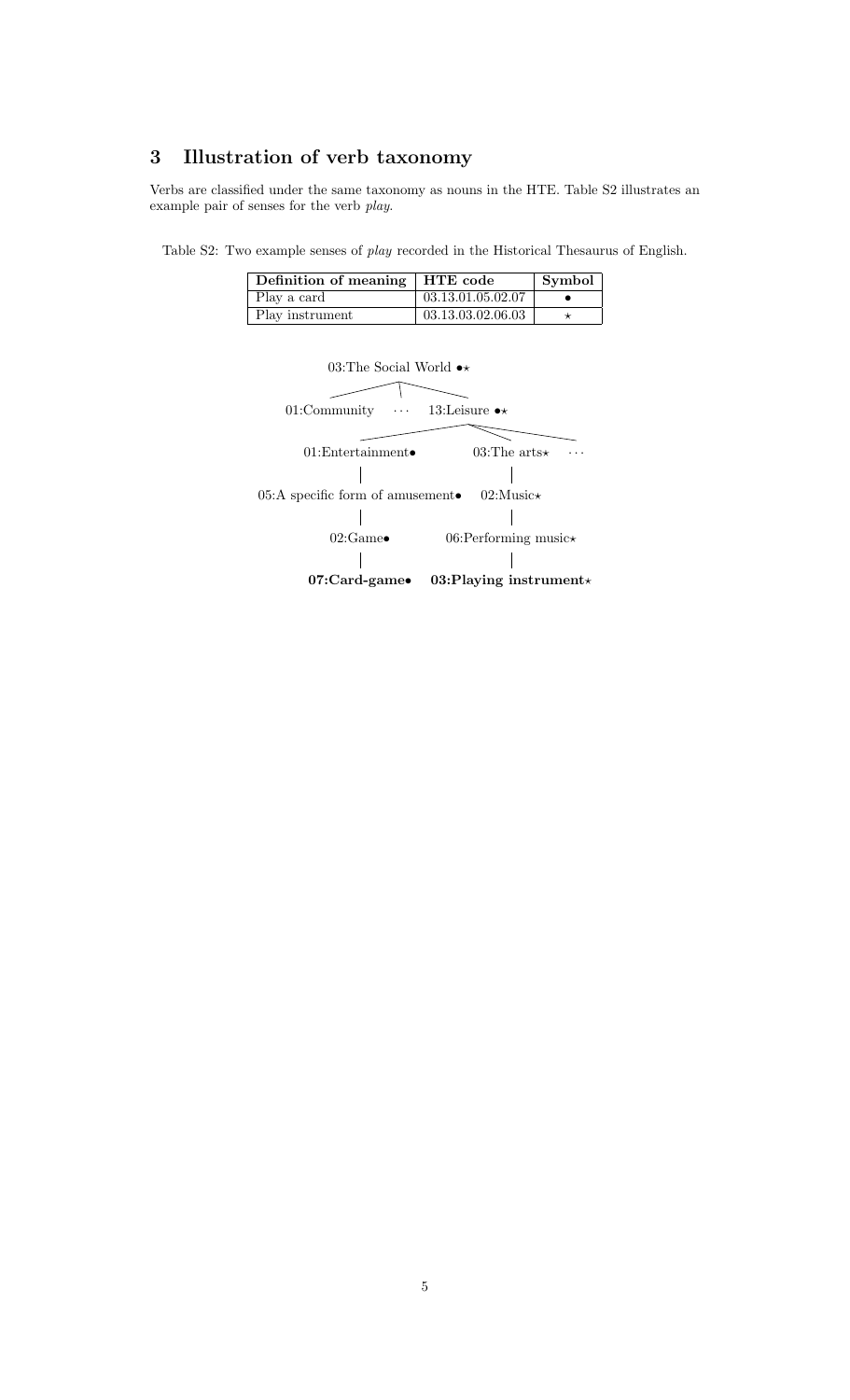## 3 Illustration of verb taxonomy

Verbs are classified under the same taxonomy as nouns in the HTE. Table S2 illustrates an example pair of senses for the verb *play*.

Table S2: Two example senses of *play* recorded in the Historical Thesaurus of English.

| Definition of meaning | HTE code | Symbol |
|---|---|---|
| Play a card | 03.13.01.05.02.07 | • |
| Play instrument | 03.13.03.02.06.03 | ⋆ |

```
                03:The Social World •⋆
               /          |           \
   01:Community    · · ·    13:Leisure •⋆
                          /         \          \
          01:Entertainment•        03:The arts⋆    · · ·
                 |                       |
05:A specific form of amusement•     02:Music⋆
                 |                       |
             02:Game•             06:Performing music⋆
                 |                       |
         07:Card-game•         03:Playing instrument⋆
```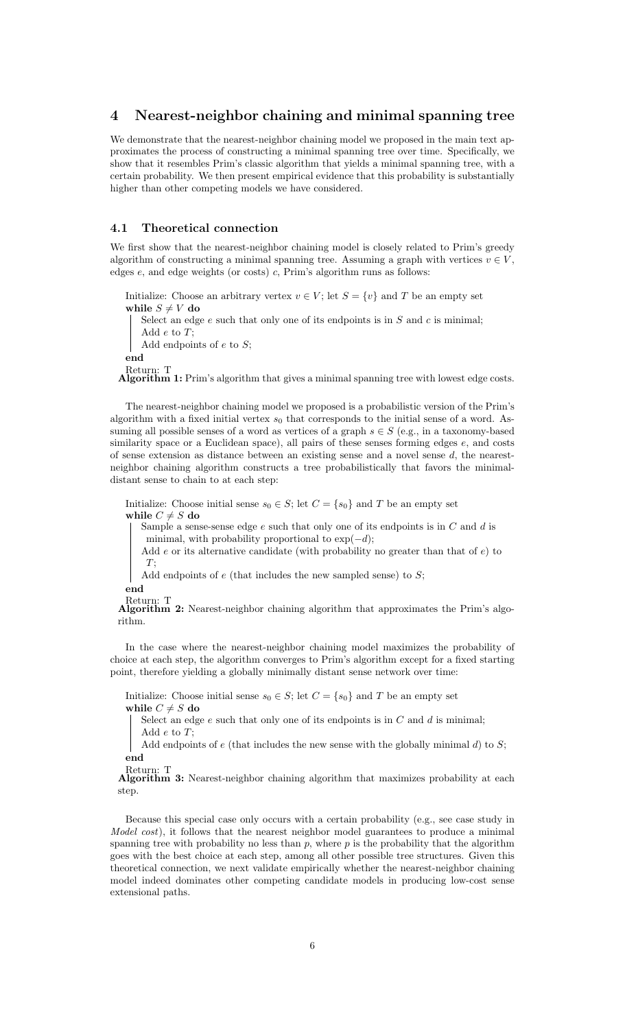## 4 Nearest-neighbor chaining and minimal spanning tree

We demonstrate that the nearest-neighbor chaining model we proposed in the main text approximates the process of constructing a minimal spanning tree over time. Specifically, we show that it resembles Prim's classic algorithm that yields a minimal spanning tree, with a certain probability. We then present empirical evidence that this probability is substantially higher than other competing models we have considered.

### 4.1 Theoretical connection

We first show that the nearest-neighbor chaining model is closely related to Prim's greedy algorithm of constructing a minimal spanning tree. Assuming a graph with vertices $v \in V$, edges $e$, and edge weights (or costs) $c$, Prim's algorithm runs as follows:

```
Initialize: Choose an arbitrary vertex v ∈ V; let S = {v} and T be an empty set
while S ≠ V do
    Select an edge e such that only one of its endpoints is in S and c is minimal;
    Add e to T;
    Add endpoints of e to S;
end
Return: T
```

**Algorithm 1:** Prim's algorithm that gives a minimal spanning tree with lowest edge costs.

The nearest-neighbor chaining model we proposed is a probabilistic version of the Prim's algorithm with a fixed initial vertex $s_0$ that corresponds to the initial sense of a word. Assuming all possible senses of a word as vertices of a graph $s \in S$ (e.g., in a taxonomy-based similarity space or a Euclidean space), all pairs of these senses forming edges $e$, and costs of sense extension as distance between an existing sense and a novel sense $d$, the nearest-neighbor chaining algorithm constructs a tree probabilistically that favors the minimal-distant sense to chain to at each step:

```
Initialize: Choose initial sense s0 ∈ S; let C = {s0} and T be an empty set
while C ≠ S do
    Sample a sense-sense edge e such that only one of its endpoints is in C and d is
      minimal, with probability proportional to exp(−d);
    Add e or its alternative candidate (with probability no greater than that of e) to
      T;
    Add endpoints of e (that includes the new sampled sense) to S;
end
Return: T
```

**Algorithm 2:** Nearest-neighbor chaining algorithm that approximates the Prim's algorithm.

In the case where the nearest-neighbor chaining model maximizes the probability of choice at each step, the algorithm converges to Prim's algorithm except for a fixed starting point, therefore yielding a globally minimally distant sense network over time:

```
Initialize: Choose initial sense s0 ∈ S; let C = {s0} and T be an empty set
while C ≠ S do
    Select an edge e such that only one of its endpoints is in C and d is minimal;
    Add e to T;
    Add endpoints of e (that includes the new sense with the globally minimal d) to S;
end
Return: T
```

**Algorithm 3:** Nearest-neighbor chaining algorithm that maximizes probability at each step.

Because this special case only occurs with a certain probability (e.g., see case study in *Model cost*), it follows that the nearest neighbor model guarantees to produce a minimal spanning tree with probability no less than $p$, where $p$ is the probability that the algorithm goes with the best choice at each step, among all other possible tree structures. Given this theoretical connection, we next validate empirically whether the nearest-neighbor chaining model indeed dominates other competing candidate models in producing low-cost sense extensional paths.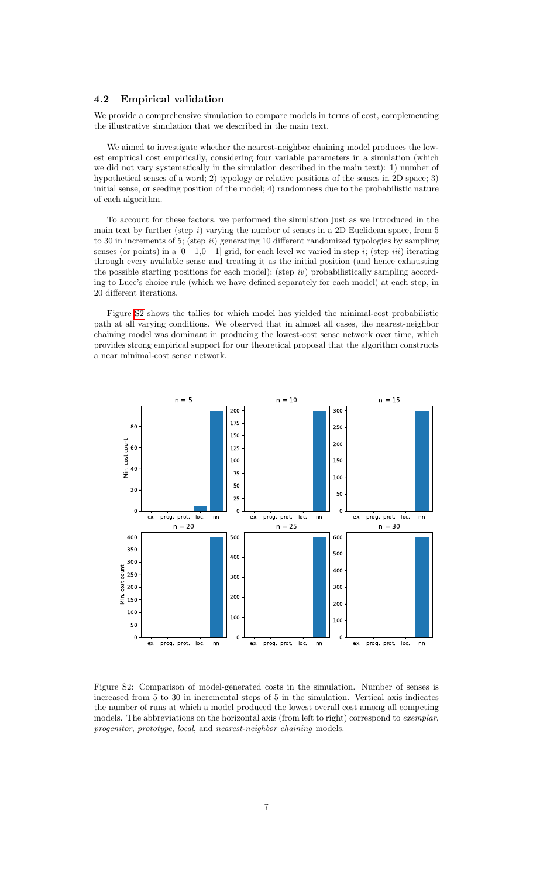### 4.2 Empirical validation

We provide a comprehensive simulation to compare models in terms of cost, complementing the illustrative simulation that we described in the main text.

We aimed to investigate whether the nearest-neighbor chaining model produces the lowest empirical cost empirically, considering four variable parameters in a simulation (which we did not vary systematically in the simulation described in the main text): 1) number of hypothetical senses of a word; 2) typology or relative positions of the senses in 2D space; 3) initial sense, or seeding position of the model; 4) randomness due to the probabilistic nature of each algorithm.

To account for these factors, we performed the simulation just as we introduced in the main text by further (step $i$) varying the number of senses in a 2D Euclidean space, from 5 to 30 in increments of 5; (step $ii$) generating 10 different randomized typologies by sampling senses (or points) in a $[0-1, 0-1]$ grid, for each level we varied in step $i$; (step $iii$) iterating through every available sense and treating it as the initial position (and hence exhausting the possible starting positions for each model); (step $iv$) probabilistically sampling according to Luce's choice rule (which we have defined separately for each model) at each step, in 20 different iterations.

Figure S2 shows the tallies for which model has yielded the minimal-cost probabilistic path at all varying conditions. We observed that in almost all cases, the nearest-neighbor chaining model was dominant in producing the lowest-cost sense network over time, which provides strong empirical support for our theoretical proposal that the algorithm constructs a near minimal-cost sense network.

Figure S2: Comparison of model-generated costs in the simulation. Number of senses is increased from 5 to 30 in incremental steps of 5 in the simulation. Vertical axis indicates the number of runs at which a model produced the lowest overall cost among all competing models. The abbreviations on the horizontal axis (from left to right) correspond to *exemplar*, *progenitor*, *prototype*, *local*, and *nearest-neighbor chaining* models.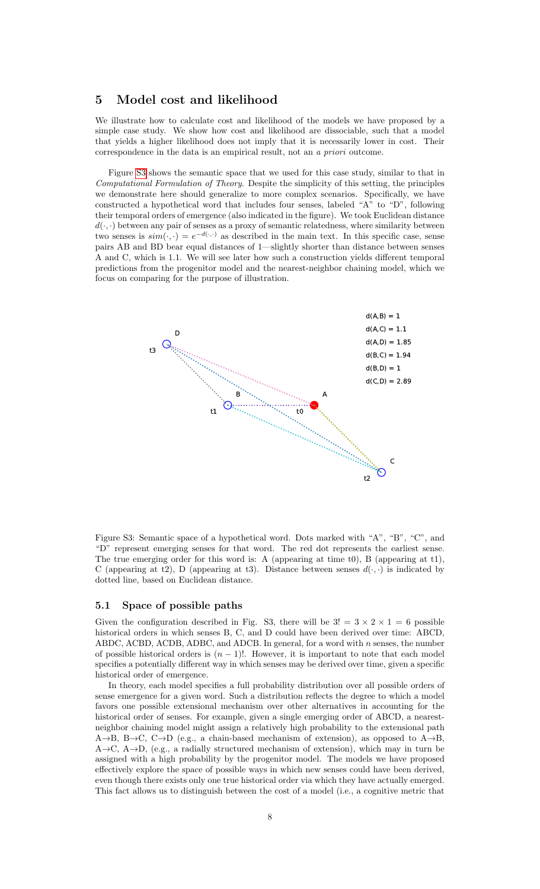## 5 Model cost and likelihood

We illustrate how to calculate cost and likelihood of the models we have proposed by a simple case study. We show how cost and likelihood are dissociable, such that a model that yields a higher likelihood does not imply that it is necessarily lower in cost. Their correspondence in the data is an empirical result, not an *a priori* outcome.

Figure S3 shows the semantic space that we used for this case study, similar to that in *Computational Formulation of Theory*. Despite the simplicity of this setting, the principles we demonstrate here should generalize to more complex scenarios. Specifically, we have constructed a hypothetical word that includes four senses, labeled "A" to "D", following their temporal orders of emergence (also indicated in the figure). We took Euclidean distance $d(\cdot,\cdot)$ between any pair of senses as a proxy of semantic relatedness, where similarity between two senses is $sim(\cdot,\cdot) = e^{-d(\cdot,\cdot)}$ as described in the main text. In this specific case, sense pairs AB and BD bear equal distances of 1—slightly shorter than distance between senses A and C, which is 1.1. We will see later how such a construction yields different temporal predictions from the progenitor model and the nearest-neighbor chaining model, which we focus on comparing for the purpose of illustration.

Figure S3: Semantic space of a hypothetical word. Dots marked with "A", "B", "C", and "D" represent emerging senses for that word. The red dot represents the earliest sense. The true emerging order for this word is: A (appearing at time t0), B (appearing at t1), C (appearing at t2), D (appearing at t3). Distance between senses $d(\cdot,\cdot)$ is indicated by dotted line, based on Euclidean distance.

### 5.1 Space of possible paths

Given the configuration described in Fig. S3, there will be $3! = 3 \times 2 \times 1 = 6$ possible historical orders in which senses B, C, and D could have been derived over time: ABCD, ABDC, ACBD, ACDB, ADBC, and ADCB. In general, for a word with $n$ senses, the number of possible historical orders is $(n-1)!$. However, it is important to note that each model specifies a potentially different way in which senses may be derived over time, given a specific historical order of emergence.

In theory, each model specifies a full probability distribution over all possible orders of sense emergence for a given word. Such a distribution reflects the degree to which a model favors one possible extensional mechanism over other alternatives in accounting for the historical order of senses. For example, given a single emerging order of ABCD, a nearest-neighbor chaining model might assign a relatively high probability to the extensional path A→B, B→C, C→D (e.g., a chain-based mechanism of extension), as opposed to A→B, A→C, A→D, (e.g., a radially structured mechanism of extension), which may in turn be assigned with a high probability by the progenitor model. The models we have proposed effectively explore the space of possible ways in which new senses could have been derived, even though there exists only one true historical order via which they have actually emerged. This fact allows us to distinguish between the cost of a model (i.e., a cognitive metric that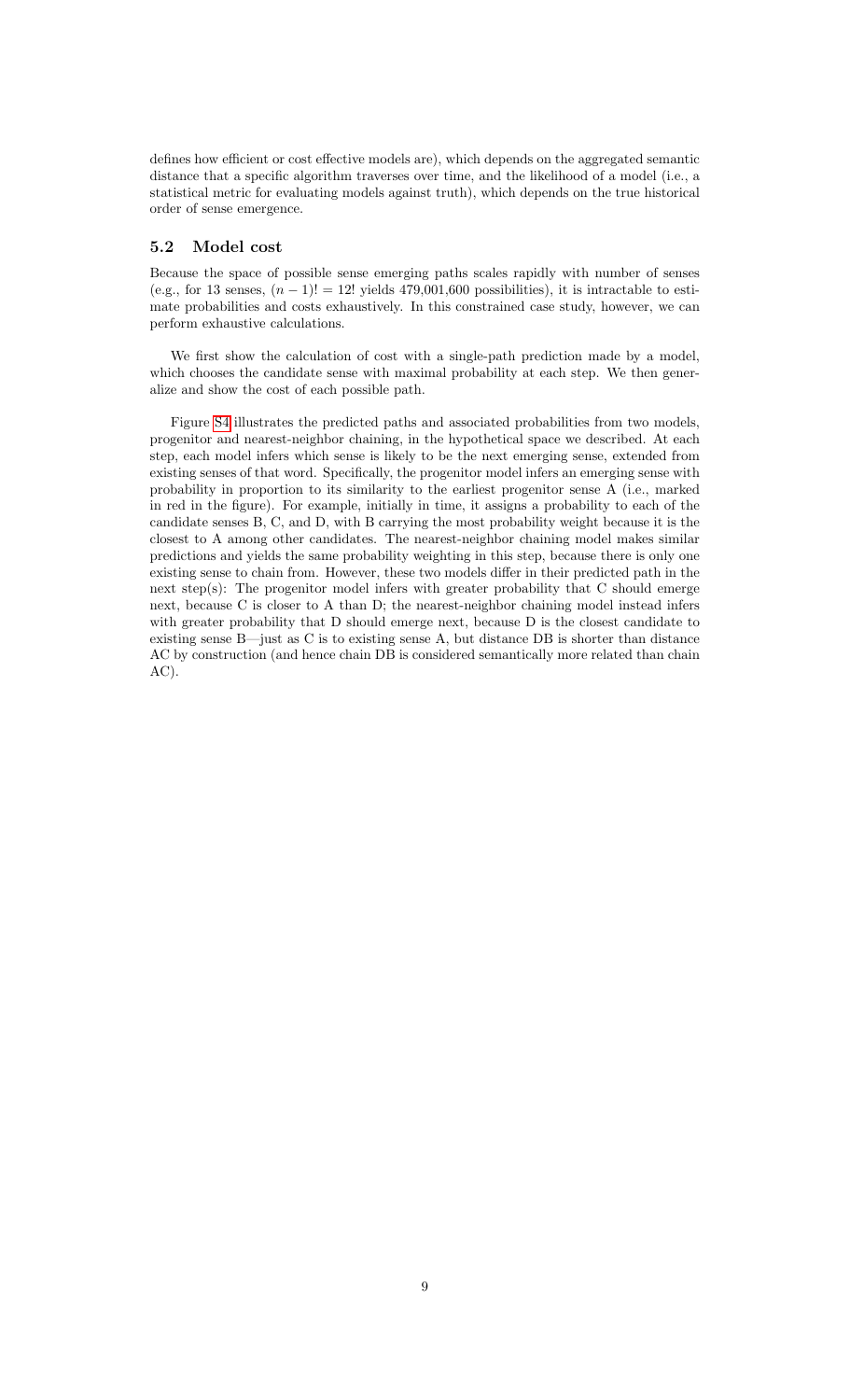defines how efficient or cost effective models are), which depends on the aggregated semantic distance that a specific algorithm traverses over time, and the likelihood of a model (i.e., a statistical metric for evaluating models against truth), which depends on the true historical order of sense emergence.

## 5.2 Model cost

Because the space of possible sense emerging paths scales rapidly with number of senses (e.g., for 13 senses, $(n-1)! = 12!$ yields 479,001,600 possibilities), it is intractable to estimate probabilities and costs exhaustively. In this constrained case study, however, we can perform exhaustive calculations.

We first show the calculation of cost with a single-path prediction made by a model, which chooses the candidate sense with maximal probability at each step. We then generalize and show the cost of each possible path.

Figure S4 illustrates the predicted paths and associated probabilities from two models, progenitor and nearest-neighbor chaining, in the hypothetical space we described. At each step, each model infers which sense is likely to be the next emerging sense, extended from existing senses of that word. Specifically, the progenitor model infers an emerging sense with probability in proportion to its similarity to the earliest progenitor sense A (i.e., marked in red in the figure). For example, initially in time, it assigns a probability to each of the candidate senses B, C, and D, with B carrying the most probability weight because it is the closest to A among other candidates. The nearest-neighbor chaining model makes similar predictions and yields the same probability weighting in this step, because there is only one existing sense to chain from. However, these two models differ in their predicted path in the next step(s): The progenitor model infers with greater probability that C should emerge next, because C is closer to A than D; the nearest-neighbor chaining model instead infers with greater probability that D should emerge next, because D is the closest candidate to existing sense B—just as C is to existing sense A, but distance DB is shorter than distance AC by construction (and hence chain DB is considered semantically more related than chain AC).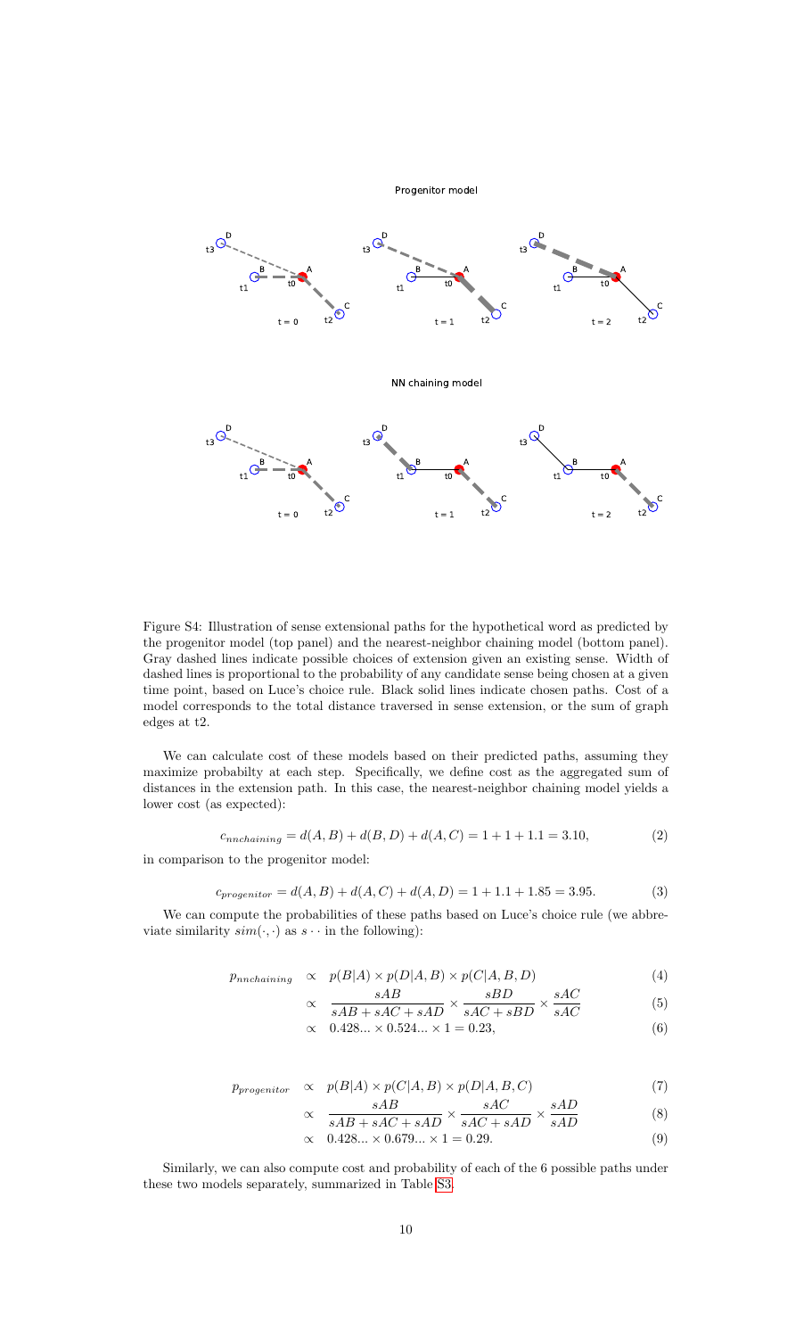Figure S4: Illustration of sense extensional paths for the hypothetical word as predicted by the progenitor model (top panel) and the nearest-neighbor chaining model (bottom panel). Gray dashed lines indicate possible choices of extension given an existing sense. Width of dashed lines is proportional to the probability of any candidate sense being chosen at a given time point, based on Luce's choice rule. Black solid lines indicate chosen paths. Cost of a model corresponds to the total distance traversed in sense extension, or the sum of graph edges at t2.

We can calculate cost of these models based on their predicted paths, assuming they maximize probabilty at each step. Specifically, we define cost as the aggregated sum of distances in the extension path. In this case, the nearest-neighbor chaining model yields a lower cost (as expected):

$$c_{nnchaining} = d(A,B) + d(B,D) + d(A,C) = 1 + 1 + 1.1 = 3.10, \tag{2}$$

in comparison to the progenitor model:

$$c_{progenitor} = d(A,B) + d(A,C) + d(A,D) = 1 + 1.1 + 1.85 = 3.95. \tag{3}$$

We can compute the probabilities of these paths based on Luce's choice rule (we abbreviate similarity $sim(\cdot,\cdot)$ as $s\cdots$ in the following):

$$p_{nnchaining} \quad \propto \quad p(B|A) \times p(D|A,B) \times p(C|A,B,D) \tag{4}$$

$$\propto \quad \frac{sAB}{sAB + sAC + sAD} \times \frac{sBD}{sAC + sBD} \times \frac{sAC}{sAC} \tag{5}$$

$$\propto \quad 0.428... \times 0.524... \times 1 = 0.23, \tag{6}$$

$$p_{progenitor} \quad \propto \quad p(B|A) \times p(C|A,B) \times p(D|A,B,C) \tag{7}$$

$$\propto \quad \frac{sAB}{sAB + sAC + sAD} \times \frac{sAC}{sAC + sAD} \times \frac{sAD}{sAD} \tag{8}$$

$$\propto \quad 0.428... \times 0.679... \times 1 = 0.29. \tag{9}$$

Similarly, we can also compute cost and probability of each of the 6 possible paths under these two models separately, summarized in Table S3.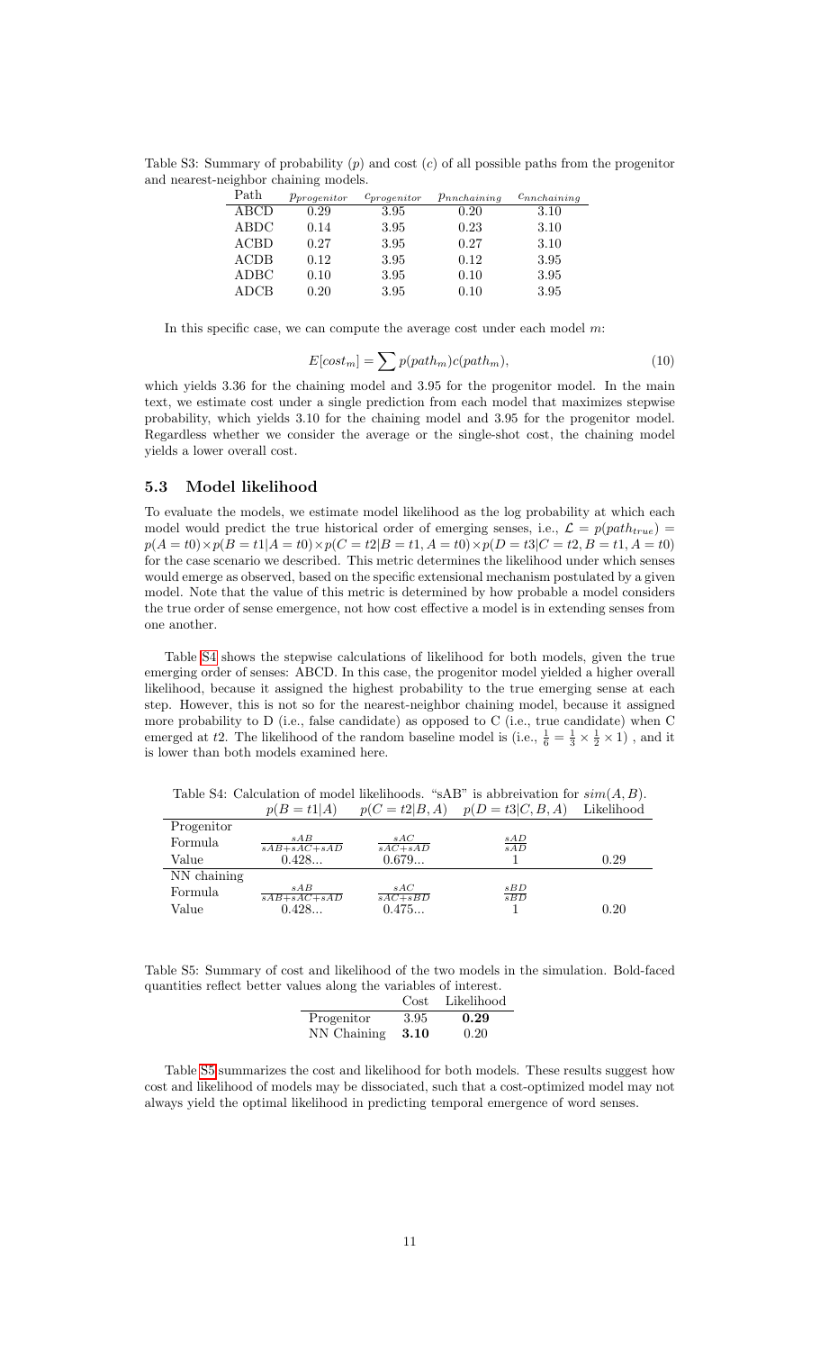Table S3: Summary of probability ($p$) and cost ($c$) of all possible paths from the progenitor and nearest-neighbor chaining models.

| Path | $p_{progenitor}$ | $c_{progenitor}$ | $p_{nnchaining}$ | $c_{nnchaining}$ |
|---|---|---|---|---|
| ABCD | 0.29 | 3.95 | 0.20 | 3.10 |
| ABDC | 0.14 | 3.95 | 0.23 | 3.10 |
| ACBD | 0.27 | 3.95 | 0.27 | 3.10 |
| ACDB | 0.12 | 3.95 | 0.12 | 3.95 |
| ADBC | 0.10 | 3.95 | 0.10 | 3.95 |
| ADCB | 0.20 | 3.95 | 0.10 | 3.95 |

In this specific case, we can compute the average cost under each model $m$:

$$E[cost_m] = \sum p(path_m)c(path_m), \tag{10}$$

which yields 3.36 for the chaining model and 3.95 for the progenitor model. In the main text, we estimate cost under a single prediction from each model that maximizes stepwise probability, which yields 3.10 for the chaining model and 3.95 for the progenitor model. Regardless whether we consider the average or the single-shot cost, the chaining model yields a lower overall cost.

## 5.3 Model likelihood

To evaluate the models, we estimate model likelihood as the log probability at which each model would predict the true historical order of emerging senses, i.e., $\mathcal{L} = p(path_{true}) = p(A = t0) \times p(B = t1|A = t0) \times p(C = t2|B = t1, A = t0) \times p(D = t3|C = t2, B = t1, A = t0)$ for the case scenario we described. This metric determines the likelihood under which senses would emerge as observed, based on the specific extensional mechanism postulated by a given model. Note that the value of this metric is determined by how probable a model considers the true order of sense emergence, not how cost effective a model is in extending senses from one another.

Table S4 shows the stepwise calculations of likelihood for both models, given the true emerging order of senses: ABCD. In this case, the progenitor model yielded a higher overall likelihood, because it assigned the highest probability to the true emerging sense at each step. However, this is not so for the nearest-neighbor chaining model, because it assigned more probability to D (i.e., false candidate) as opposed to C (i.e., true candidate) when C emerged at $t2$. The likelihood of the random baseline model is (i.e., $\frac{1}{6} = \frac{1}{3} \times \frac{1}{2} \times 1$) , and it is lower than both models examined here.

Table S4: Calculation of model likelihoods. "sAB" is abbreivation for $sim(A, B)$.

| | $p(B = t1\|A)$ | $p(C = t2\|B, A)$ | $p(D = t3\|C, B, A)$ | Likelihood |
|---|---|---|---|---|
| Progenitor | | | | |
| Formula | $\frac{sAB}{sAB+sAC+sAD}$ | $\frac{sAC}{sAC+sAD}$ | $\frac{sAD}{sAD}$ | |
| Value | 0.428... | 0.679... | 1 | 0.29 |
| NN chaining | | | | |
| Formula | $\frac{sAB}{sAB+sAC+sAD}$ | $\frac{sAC}{sAC+sBD}$ | $\frac{sBD}{sBD}$ | |
| Value | 0.428... | 0.475... | 1 | 0.20 |

Table S5: Summary of cost and likelihood of the two models in the simulation. Bold-faced quantities reflect better values along the variables of interest.

| | Cost | Likelihood |
|---|---|---|
| Progenitor | 3.95 | **0.29** |
| NN Chaining | **3.10** | 0.20 |

Table S5 summarizes the cost and likelihood for both models. These results suggest how cost and likelihood of models may be dissociated, such that a cost-optimized model may not always yield the optimal likelihood in predicting temporal emergence of word senses.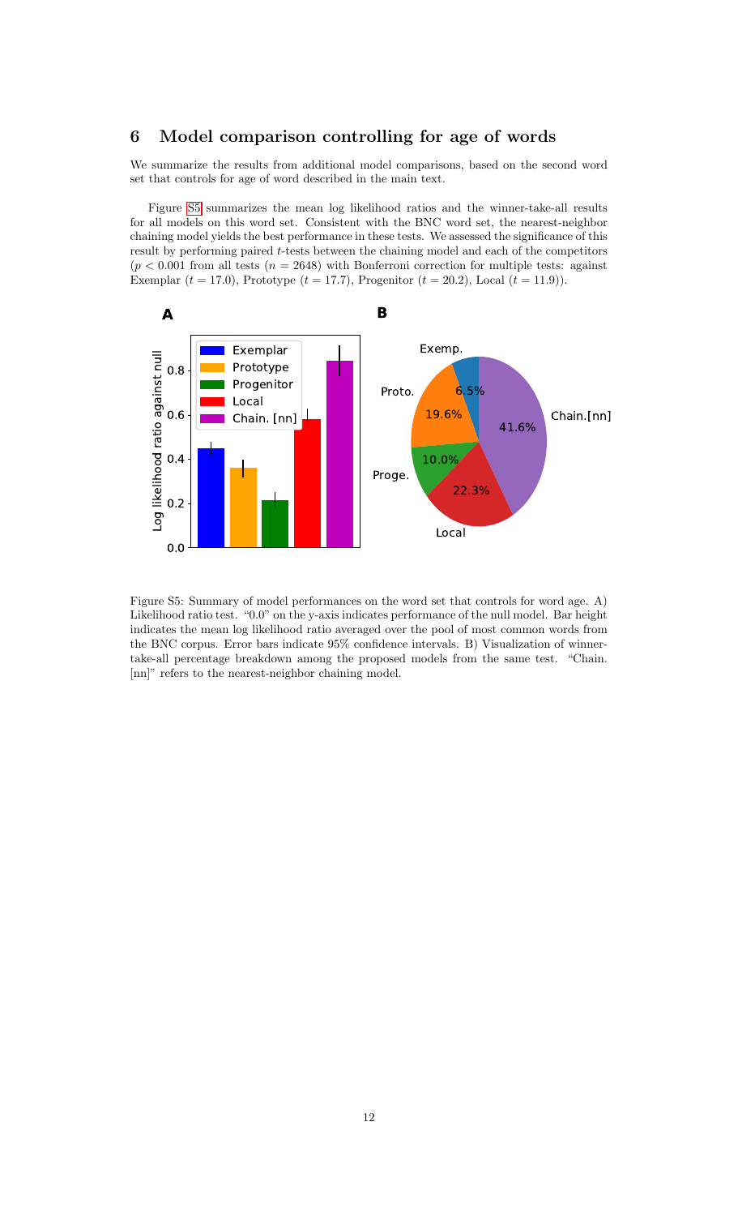## 6 Model comparison controlling for age of words

We summarize the results from additional model comparisons, based on the second word set that controls for age of word described in the main text.

Figure S5 summarizes the mean log likelihood ratios and the winner-take-all results for all models on this word set. Consistent with the BNC word set, the nearest-neighbor chaining model yields the best performance in these tests. We assessed the significance of this result by performing paired $t$-tests between the chaining model and each of the competitors ($p < 0.001$ from all tests ($n = 2648$) with Bonferroni correction for multiple tests: against Exemplar ($t = 17.0$), Prototype ($t = 17.7$), Progenitor ($t = 20.2$), Local ($t = 11.9$)).

Figure S5: Summary of model performances on the word set that controls for word age. A) Likelihood ratio test. "0.0" on the y-axis indicates performance of the null model. Bar height indicates the mean log likelihood ratio averaged over the pool of most common words from the BNC corpus. Error bars indicate 95% confidence intervals. B) Visualization of winner-take-all percentage breakdown among the proposed models from the same test. "Chain. [nn]" refers to the nearest-neighbor chaining model.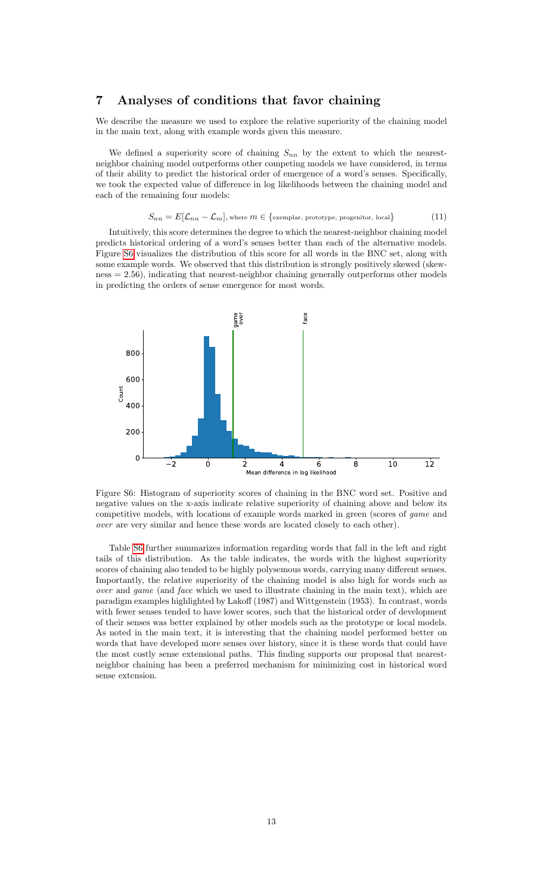## 7 Analyses of conditions that favor chaining

We describe the measure we used to explore the relative superiority of the chaining model in the main text, along with example words given this measure.

We defined a superiority score of chaining $S_{nn}$ by the extent to which the nearest-neighbor chaining model outperforms other competing models we have considered, in terms of their ability to predict the historical order of emergence of a word's senses. Specifically, we took the expected value of difference in log likelihoods between the chaining model and each of the remaining four models:

$$S_{nn} = E[\mathcal{L}_{nn} - \mathcal{L}_m], \text{where } m \in \{\text{exemplar, prototype, progenitor, local}\} \tag{11}$$

Intuitively, this score determines the degree to which the nearest-neighbor chaining model predicts historical ordering of a word's senses better than each of the alternative models. Figure S6 visualizes the distribution of this score for all words in the BNC set, along with some example words. We observed that this distribution is strongly positively skewed (skewness = 2.56), indicating that nearest-neighbor chaining generally outperforms other models in predicting the orders of sense emergence for most words.

Figure S6: Histogram of superiority scores of chaining in the BNC word set. Positive and negative values on the x-axis indicate relative superiority of chaining above and below its competitive models, with locations of example words marked in green (scores of *game* and *over* are very similar and hence these words are located closely to each other).

Table S6 further summarizes information regarding words that fall in the left and right tails of this distribution. As the table indicates, the words with the highest superiority scores of chaining also tended to be highly polysemous words, carrying many different senses. Importantly, the relative superiority of the chaining model is also high for words such as *over* and *game* (and *face* which we used to illustrate chaining in the main text), which are paradigm examples highlighted by Lakoff (1987) and Wittgenstein (1953). In contrast, words with fewer senses tended to have lower scores, such that the historical order of development of their senses was better explained by other models such as the prototype or local models. As noted in the main text, it is interesting that the chaining model performed better on words that have developed more senses over history, since it is these words that could have the most costly sense extensional paths. This finding supports our proposal that nearest-neighbor chaining has been a preferred mechanism for minimizing cost in historical word sense extension.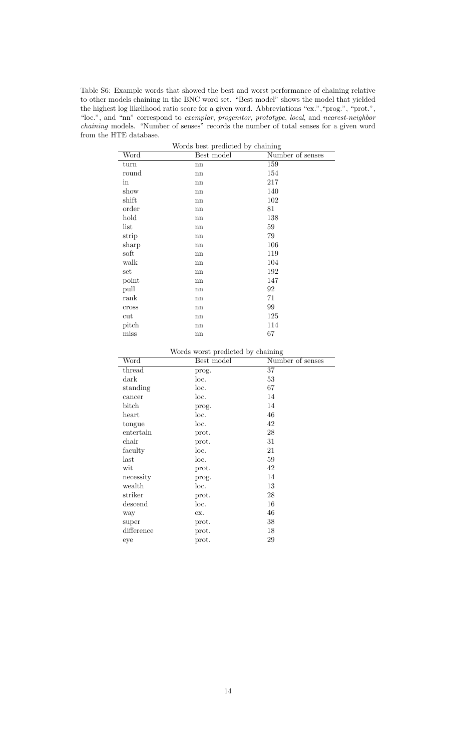Table S6: Example words that showed the best and worst performance of chaining relative to other models chaining in the BNC word set. "Best model" shows the model that yielded the highest log likelihood ratio score for a given word. Abbreviations "ex.","prog.", "prot.", "loc.", and "nn" correspond to *exemplar*, *progenitor*, *prototype*, *local*, and *nearest-neighbor chaining* models. "Number of senses" records the number of total senses for a given word from the HTE database.

Words best predicted by chaining

| Word | Best model | Number of senses |
|---|---|---|
| turn | nn | 159 |
| round | nn | 154 |
| in | nn | 217 |
| show | nn | 140 |
| shift | nn | 102 |
| order | nn | 81 |
| hold | nn | 138 |
| list | nn | 59 |
| strip | nn | 79 |
| sharp | nn | 106 |
| soft | nn | 119 |
| walk | nn | 104 |
| set | nn | 192 |
| point | nn | 147 |
| pull | nn | 92 |
| rank | nn | 71 |
| cross | nn | 99 |
| cut | nn | 125 |
| pitch | nn | 114 |
| miss | nn | 67 |

Words worst predicted by chaining

| Word | Best model | Number of senses |
|---|---|---|
| thread | prog. | 37 |
| dark | loc. | 53 |
| standing | loc. | 67 |
| cancer | loc. | 14 |
| bitch | prog. | 14 |
| heart | loc. | 46 |
| tongue | loc. | 42 |
| entertain | prot. | 28 |
| chair | prot. | 31 |
| faculty | loc. | 21 |
| last | loc. | 59 |
| wit | prot. | 42 |
| necessity | prog. | 14 |
| wealth | loc. | 13 |
| striker | prot. | 28 |
| descend | loc. | 16 |
| way | ex. | 46 |
| super | prot. | 38 |
| difference | prot. | 18 |
| eye | prot. | 29 |